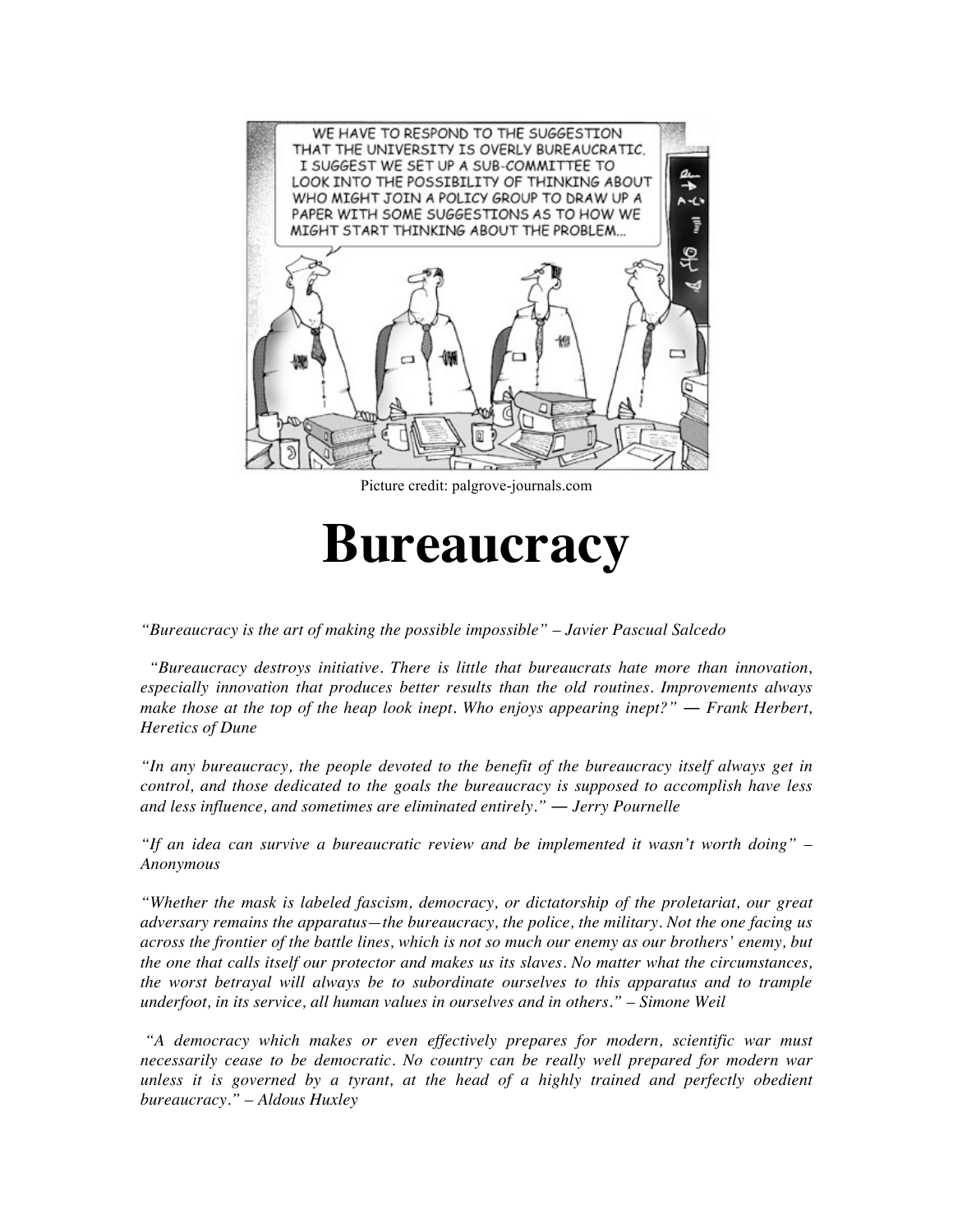Picture credit: palgrove-journals.com

# Bureaucracy

*"Bureaucracy is the art of making the possible impossible" – Javier Pascual Salcedo*

*"Bureaucracy destroys initiative. There is little that bureaucrats hate more than innovation, especially innovation that produces better results than the old routines. Improvements always make those at the top of the heap look inept. Who enjoys appearing inept?" ― Frank Herbert, Heretics of Dune*

*"In any bureaucracy, the people devoted to the benefit of the bureaucracy itself always get in control, and those dedicated to the goals the bureaucracy is supposed to accomplish have less and less influence, and sometimes are eliminated entirely." ― Jerry Pournelle*

*"If an idea can survive a bureaucratic review and be implemented it wasn't worth doing" – Anonymous*

*"Whether the mask is labeled fascism, democracy, or dictatorship of the proletariat, our great adversary remains the apparatus—the bureaucracy, the police, the military. Not the one facing us across the frontier of the battle lines, which is not so much our enemy as our brothers' enemy, but the one that calls itself our protector and makes us its slaves. No matter what the circumstances, the worst betrayal will always be to subordinate ourselves to this apparatus and to trample underfoot, in its service, all human values in ourselves and in others." – Simone Weil*

*"A democracy which makes or even effectively prepares for modern, scientific war must necessarily cease to be democratic. No country can be really well prepared for modern war unless it is governed by a tyrant, at the head of a highly trained and perfectly obedient bureaucracy." – Aldous Huxley*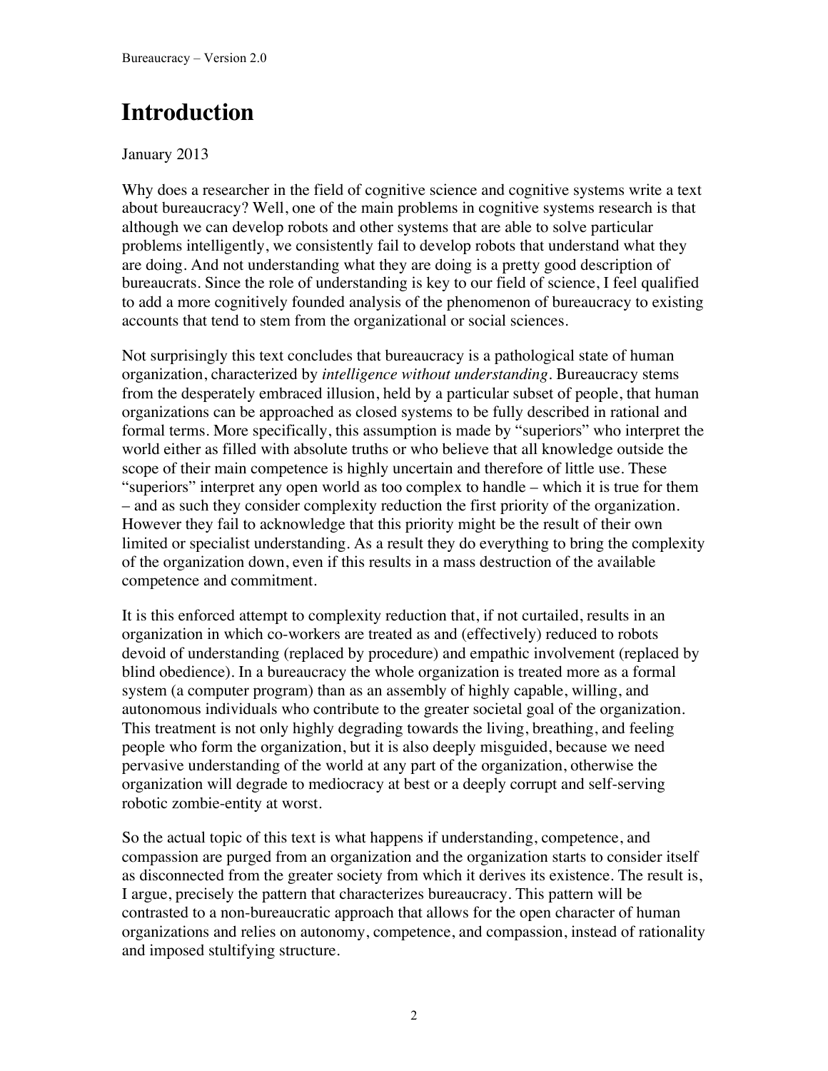# Introduction

January 2013

Why does a researcher in the field of cognitive science and cognitive systems write a text about bureaucracy? Well, one of the main problems in cognitive systems research is that although we can develop robots and other systems that are able to solve particular problems intelligently, we consistently fail to develop robots that understand what they are doing. And not understanding what they are doing is a pretty good description of bureaucrats. Since the role of understanding is key to our field of science, I feel qualified to add a more cognitively founded analysis of the phenomenon of bureaucracy to existing accounts that tend to stem from the organizational or social sciences.

Not surprisingly this text concludes that bureaucracy is a pathological state of human organization, characterized by *intelligence without understanding*. Bureaucracy stems from the desperately embraced illusion, held by a particular subset of people, that human organizations can be approached as closed systems to be fully described in rational and formal terms. More specifically, this assumption is made by "superiors" who interpret the world either as filled with absolute truths or who believe that all knowledge outside the scope of their main competence is highly uncertain and therefore of little use. These "superiors" interpret any open world as too complex to handle – which it is true for them – and as such they consider complexity reduction the first priority of the organization. However they fail to acknowledge that this priority might be the result of their own limited or specialist understanding. As a result they do everything to bring the complexity of the organization down, even if this results in a mass destruction of the available competence and commitment.

It is this enforced attempt to complexity reduction that, if not curtailed, results in an organization in which co-workers are treated as and (effectively) reduced to robots devoid of understanding (replaced by procedure) and empathic involvement (replaced by blind obedience). In a bureaucracy the whole organization is treated more as a formal system (a computer program) than as an assembly of highly capable, willing, and autonomous individuals who contribute to the greater societal goal of the organization. This treatment is not only highly degrading towards the living, breathing, and feeling people who form the organization, but it is also deeply misguided, because we need pervasive understanding of the world at any part of the organization, otherwise the organization will degrade to mediocracy at best or a deeply corrupt and self-serving robotic zombie-entity at worst.

So the actual topic of this text is what happens if understanding, competence, and compassion are purged from an organization and the organization starts to consider itself as disconnected from the greater society from which it derives its existence. The result is, I argue, precisely the pattern that characterizes bureaucracy. This pattern will be contrasted to a non-bureaucratic approach that allows for the open character of human organizations and relies on autonomy, competence, and compassion, instead of rationality and imposed stultifying structure.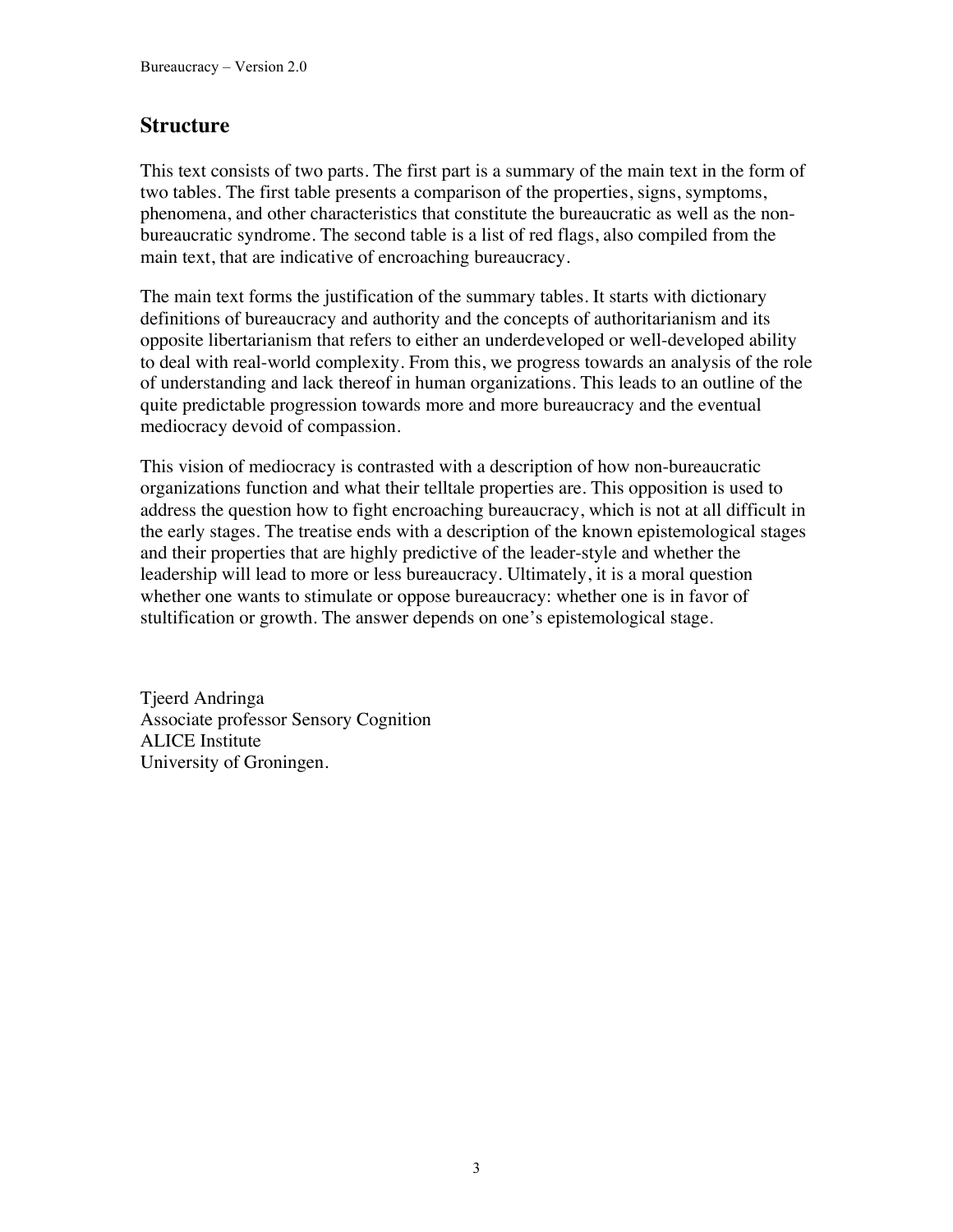## Structure

This text consists of two parts. The first part is a summary of the main text in the form of two tables. The first table presents a comparison of the properties, signs, symptoms, phenomena, and other characteristics that constitute the bureaucratic as well as the non-bureaucratic syndrome. The second table is a list of red flags, also compiled from the main text, that are indicative of encroaching bureaucracy.

The main text forms the justification of the summary tables. It starts with dictionary definitions of bureaucracy and authority and the concepts of authoritarianism and its opposite libertarianism that refers to either an underdeveloped or well-developed ability to deal with real-world complexity. From this, we progress towards an analysis of the role of understanding and lack thereof in human organizations. This leads to an outline of the quite predictable progression towards more and more bureaucracy and the eventual mediocracy devoid of compassion.

This vision of mediocracy is contrasted with a description of how non-bureaucratic organizations function and what their telltale properties are. This opposition is used to address the question how to fight encroaching bureaucracy, which is not at all difficult in the early stages. The treatise ends with a description of the known epistemological stages and their properties that are highly predictive of the leader-style and whether the leadership will lead to more or less bureaucracy. Ultimately, it is a moral question whether one wants to stimulate or oppose bureaucracy: whether one is in favor of stultification or growth. The answer depends on one's epistemological stage.

Tjeerd Andringa
Associate professor Sensory Cognition
ALICE Institute
University of Groningen.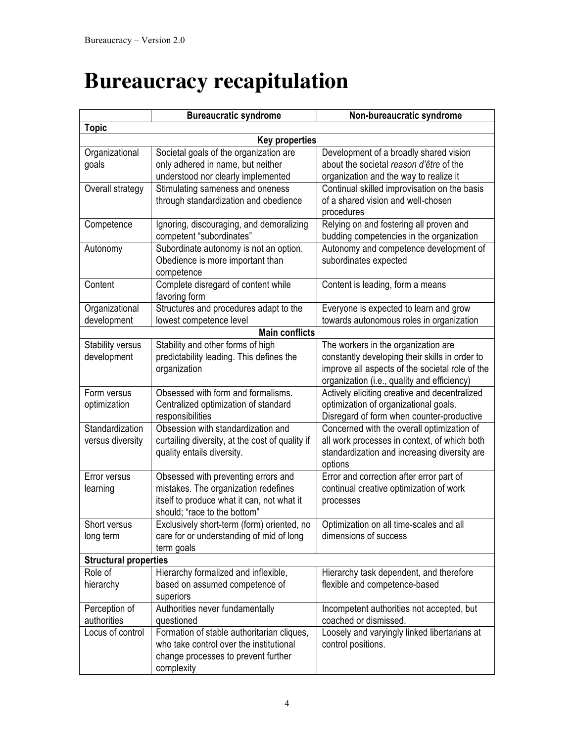# Bureaucracy recapitulation

| | Bureaucratic syndrome | Non-bureaucratic syndrome |
|---|---|---|
| **Topic** | | |
| | **Key properties** | |
| Organizational goals | Societal goals of the organization are only adhered in name, but neither understood nor clearly implemented | Development of a broadly shared vision about the societal *reason d'être* of the organization and the way to realize it |
| Overall strategy | Stimulating sameness and oneness through standardization and obedience | Continual skilled improvisation on the basis of a shared vision and well-chosen procedures |
| Competence | Ignoring, discouraging, and demoralizing competent "subordinates" | Relying on and fostering all proven and budding competencies in the organization |
| Autonomy | Subordinate autonomy is not an option. Obedience is more important than competence | Autonomy and competence development of subordinates expected |
| Content | Complete disregard of content while favoring form | Content is leading, form a means |
| Organizational development | Structures and procedures adapt to the lowest competence level | Everyone is expected to learn and grow towards autonomous roles in organization |
| | **Main conflicts** | |
| Stability versus development | Stability and other forms of high predictability leading. This defines the organization | The workers in the organization are constantly developing their skills in order to improve all aspects of the societal role of the organization (i.e., quality and efficiency) |
| Form versus optimization | Obsessed with form and formalisms. Centralized optimization of standard responsibilities | Actively eliciting creative and decentralized optimization of organizational goals. Disregard of form when counter-productive |
| Standardization versus diversity | Obsession with standardization and curtailing diversity, at the cost of quality if quality entails diversity. | Concerned with the overall optimization of all work processes in context, of which both standardization and increasing diversity are options |
| Error versus learning | Obsessed with preventing errors and mistakes. The organization redefines itself to produce what it can, not what it should; "race to the bottom" | Error and correction after error part of continual creative optimization of work processes |
| Short versus long term | Exclusively short-term (form) oriented, no care for or understanding of mid of long term goals | Optimization on all time-scales and all dimensions of success |
| **Structural properties** | | |
| Role of hierarchy | Hierarchy formalized and inflexible, based on assumed competence of superiors | Hierarchy task dependent, and therefore flexible and competence-based |
| Perception of authorities | Authorities never fundamentally questioned | Incompetent authorities not accepted, but coached or dismissed. |
| Locus of control | Formation of stable authoritarian cliques, who take control over the institutional change processes to prevent further complexity | Loosely and varyingly linked libertarians at control positions. |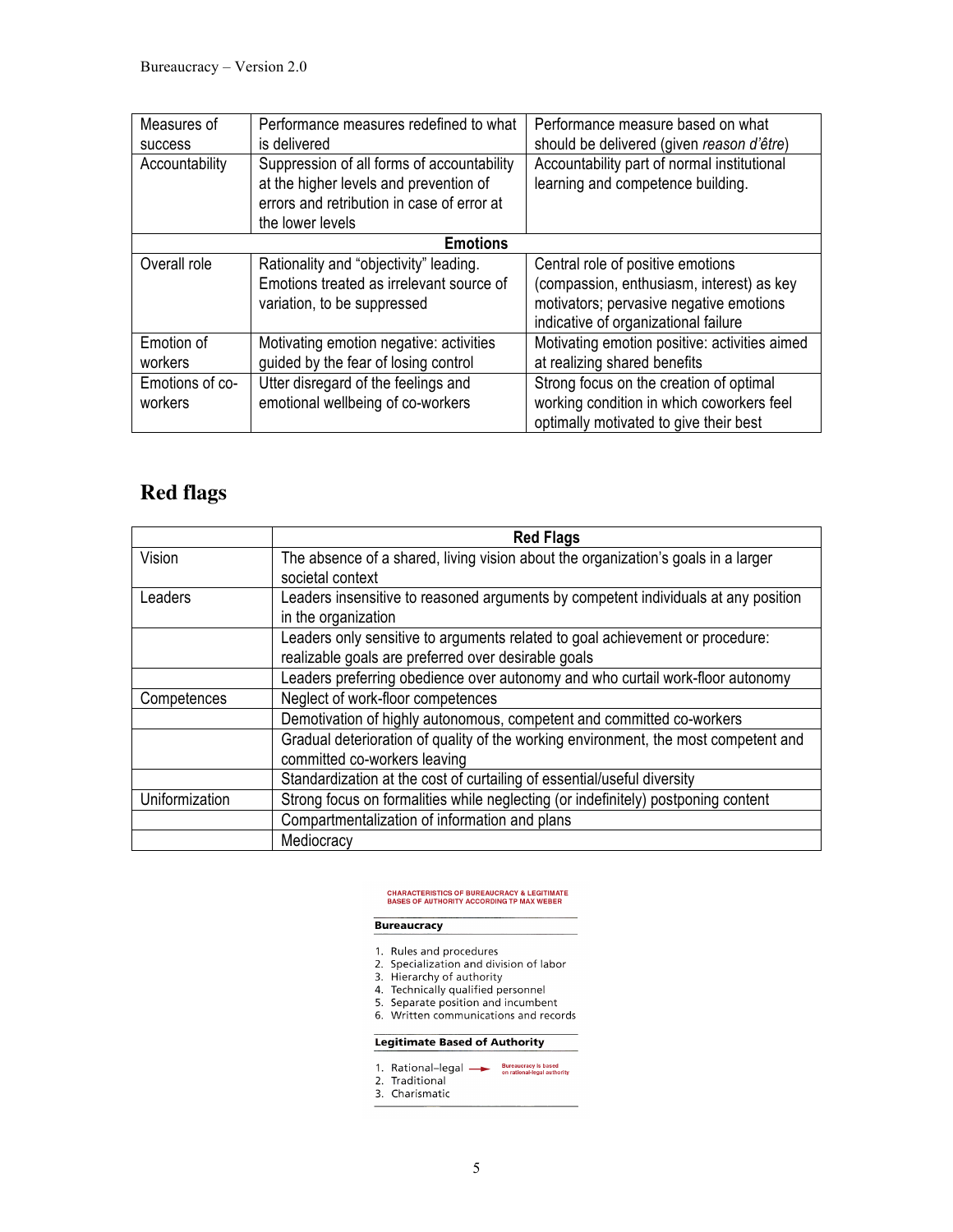| | | |
|---|---|---|
| Measures of success | Performance measures redefined to what is delivered | Performance measure based on what should be delivered (given *reason d'être*) |
| Accountability | Suppression of all forms of accountability at the higher levels and prevention of errors and retribution in case of error at the lower levels | Accountability part of normal institutional learning and competence building. |
| **Emotions** | | |
| Overall role | Rationality and "objectivity" leading. Emotions treated as irrelevant source of variation, to be suppressed | Central role of positive emotions (compassion, enthusiasm, interest) as key motivators; pervasive negative emotions indicative of organizational failure |
| Emotion of workers | Motivating emotion negative: activities guided by the fear of losing control | Motivating emotion positive: activities aimed at realizing shared benefits |
| Emotions of co-workers | Utter disregard of the feelings and emotional wellbeing of co-workers | Strong focus on the creation of optimal working condition in which coworkers feel optimally motivated to give their best |

## Red flags

| | Red Flags |
|---|---|
| Vision | The absence of a shared, living vision about the organization's goals in a larger societal context |
| Leaders | Leaders insensitive to reasoned arguments by competent individuals at any position in the organization |
| | Leaders only sensitive to arguments related to goal achievement or procedure: realizable goals are preferred over desirable goals |
| | Leaders preferring obedience over autonomy and who curtail work-floor autonomy |
| Competences | Neglect of work-floor competences |
| | Demotivation of highly autonomous, competent and committed co-workers |
| | Gradual deterioration of quality of the working environment, the most competent and committed co-workers leaving |
| | Standardization at the cost of curtailing of essential/useful diversity |
| Uniformization | Strong focus on formalities while neglecting (or indefinitely) postponing content |
| | Compartmentalization of information and plans |
| | Mediocracy |

CHARACTERISTICS OF BUREAUCRACY & LEGITIMATE BASES OF AUTHORITY ACCORDING TP MAX WEBER

**Bureaucracy**

1. Rules and procedures
2. Specialization and division of labor
3. Hierarchy of authority
4. Technically qualified personnel
5. Separate position and incumbent
6. Written communications and records

**Legitimate Based of Authority**

1. Rational–legal → Bureaucracy is based on rational-legal authority
2. Traditional
3. Charismatic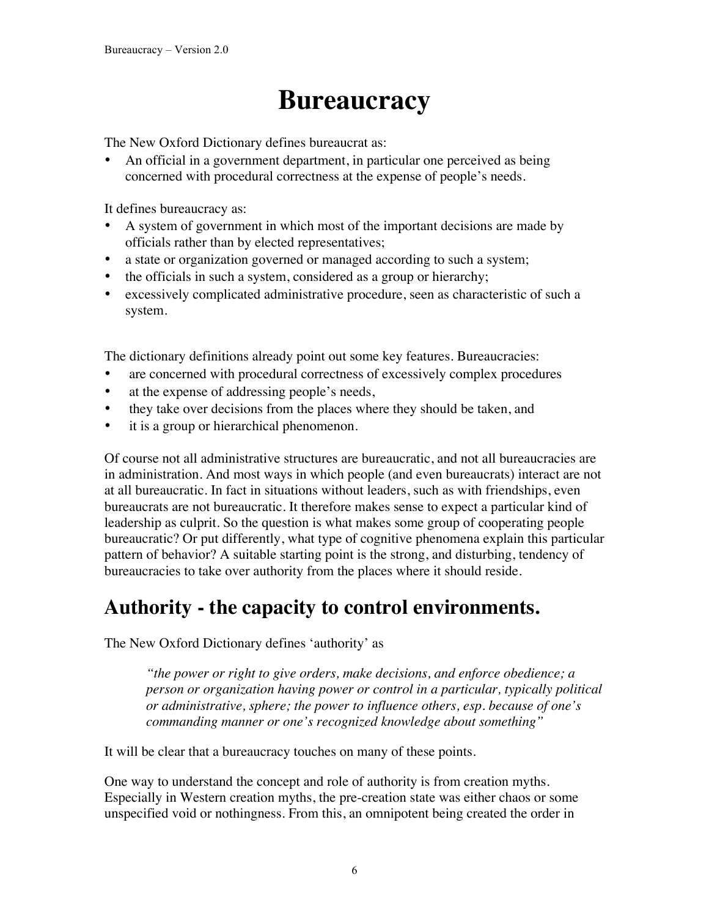# Bureaucracy

The New Oxford Dictionary defines bureaucrat as:

- An official in a government department, in particular one perceived as being concerned with procedural correctness at the expense of people's needs.

It defines bureaucracy as:

- A system of government in which most of the important decisions are made by officials rather than by elected representatives;
- a state or organization governed or managed according to such a system;
- the officials in such a system, considered as a group or hierarchy;
- excessively complicated administrative procedure, seen as characteristic of such a system.

The dictionary definitions already point out some key features. Bureaucracies:

- are concerned with procedural correctness of excessively complex procedures
- at the expense of addressing people's needs,
- they take over decisions from the places where they should be taken, and
- it is a group or hierarchical phenomenon.

Of course not all administrative structures are bureaucratic, and not all bureaucracies are in administration. And most ways in which people (and even bureaucrats) interact are not at all bureaucratic. In fact in situations without leaders, such as with friendships, even bureaucrats are not bureaucratic. It therefore makes sense to expect a particular kind of leadership as culprit. So the question is what makes some group of cooperating people bureaucratic? Or put differently, what type of cognitive phenomena explain this particular pattern of behavior? A suitable starting point is the strong, and disturbing, tendency of bureaucracies to take over authority from the places where it should reside.

## Authority - the capacity to control environments.

The New Oxford Dictionary defines 'authority' as

> *"the power or right to give orders, make decisions, and enforce obedience; a person or organization having power or control in a particular, typically political or administrative, sphere; the power to influence others, esp. because of one's commanding manner or one's recognized knowledge about something"*

It will be clear that a bureaucracy touches on many of these points.

One way to understand the concept and role of authority is from creation myths. Especially in Western creation myths, the pre-creation state was either chaos or some unspecified void or nothingness. From this, an omnipotent being created the order in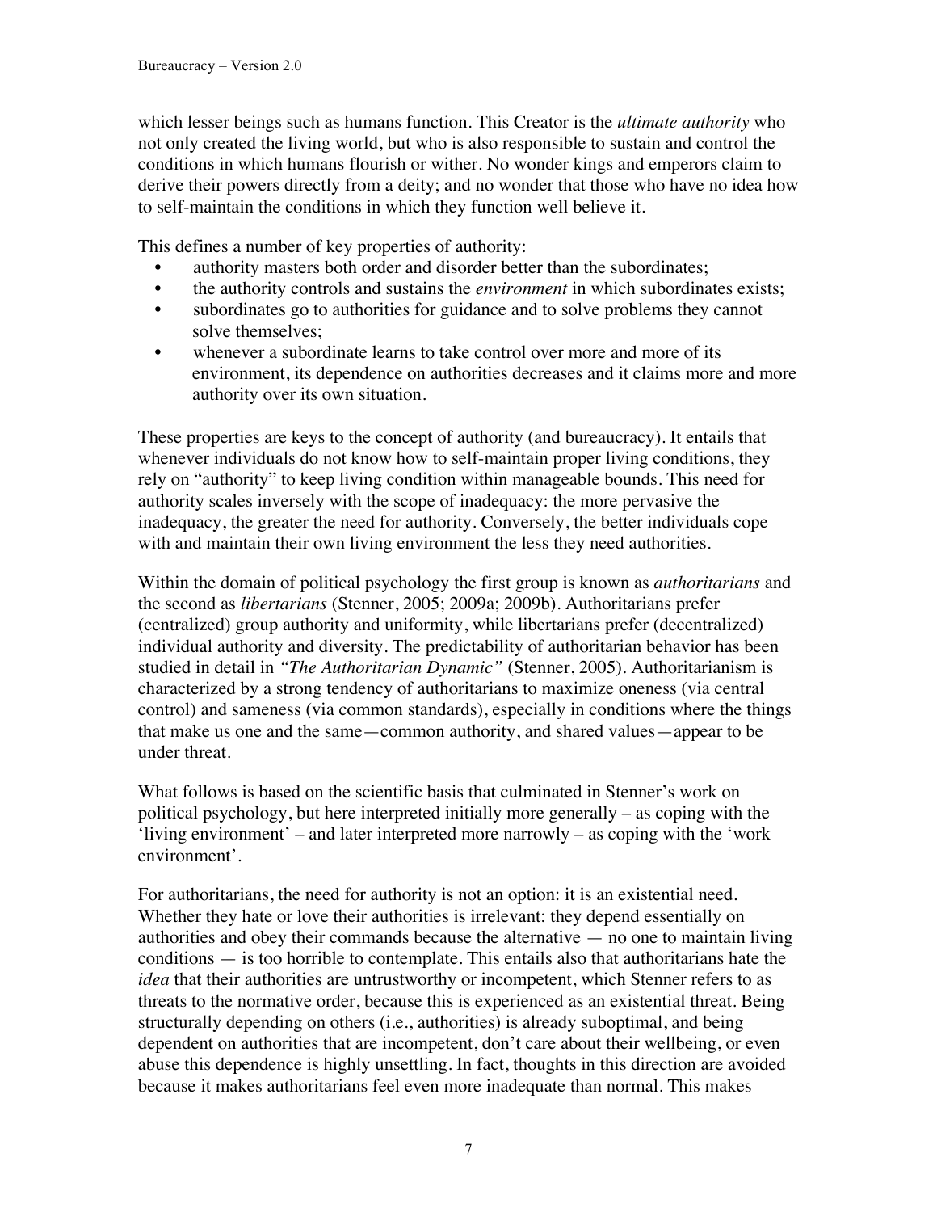which lesser beings such as humans function. This Creator is the *ultimate authority* who not only created the living world, but who is also responsible to sustain and control the conditions in which humans flourish or wither. No wonder kings and emperors claim to derive their powers directly from a deity; and no wonder that those who have no idea how to self-maintain the conditions in which they function well believe it.

This defines a number of key properties of authority:

- authority masters both order and disorder better than the subordinates;
- the authority controls and sustains the *environment* in which subordinates exists;
- subordinates go to authorities for guidance and to solve problems they cannot solve themselves;
- whenever a subordinate learns to take control over more and more of its environment, its dependence on authorities decreases and it claims more and more authority over its own situation.

These properties are keys to the concept of authority (and bureaucracy). It entails that whenever individuals do not know how to self-maintain proper living conditions, they rely on "authority" to keep living condition within manageable bounds. This need for authority scales inversely with the scope of inadequacy: the more pervasive the inadequacy, the greater the need for authority. Conversely, the better individuals cope with and maintain their own living environment the less they need authorities.

Within the domain of political psychology the first group is known as *authoritarians* and the second as *libertarians* (Stenner, 2005; 2009a; 2009b). Authoritarians prefer (centralized) group authority and uniformity, while libertarians prefer (decentralized) individual authority and diversity. The predictability of authoritarian behavior has been studied in detail in *"The Authoritarian Dynamic"* (Stenner, 2005). Authoritarianism is characterized by a strong tendency of authoritarians to maximize oneness (via central control) and sameness (via common standards), especially in conditions where the things that make us one and the same—common authority, and shared values—appear to be under threat.

What follows is based on the scientific basis that culminated in Stenner's work on political psychology, but here interpreted initially more generally – as coping with the 'living environment' – and later interpreted more narrowly – as coping with the 'work environment'.

For authoritarians, the need for authority is not an option: it is an existential need. Whether they hate or love their authorities is irrelevant: they depend essentially on authorities and obey their commands because the alternative — no one to maintain living conditions — is too horrible to contemplate. This entails also that authoritarians hate the *idea* that their authorities are untrustworthy or incompetent, which Stenner refers to as threats to the normative order, because this is experienced as an existential threat. Being structurally depending on others (i.e., authorities) is already suboptimal, and being dependent on authorities that are incompetent, don't care about their wellbeing, or even abuse this dependence is highly unsettling. In fact, thoughts in this direction are avoided because it makes authoritarians feel even more inadequate than normal. This makes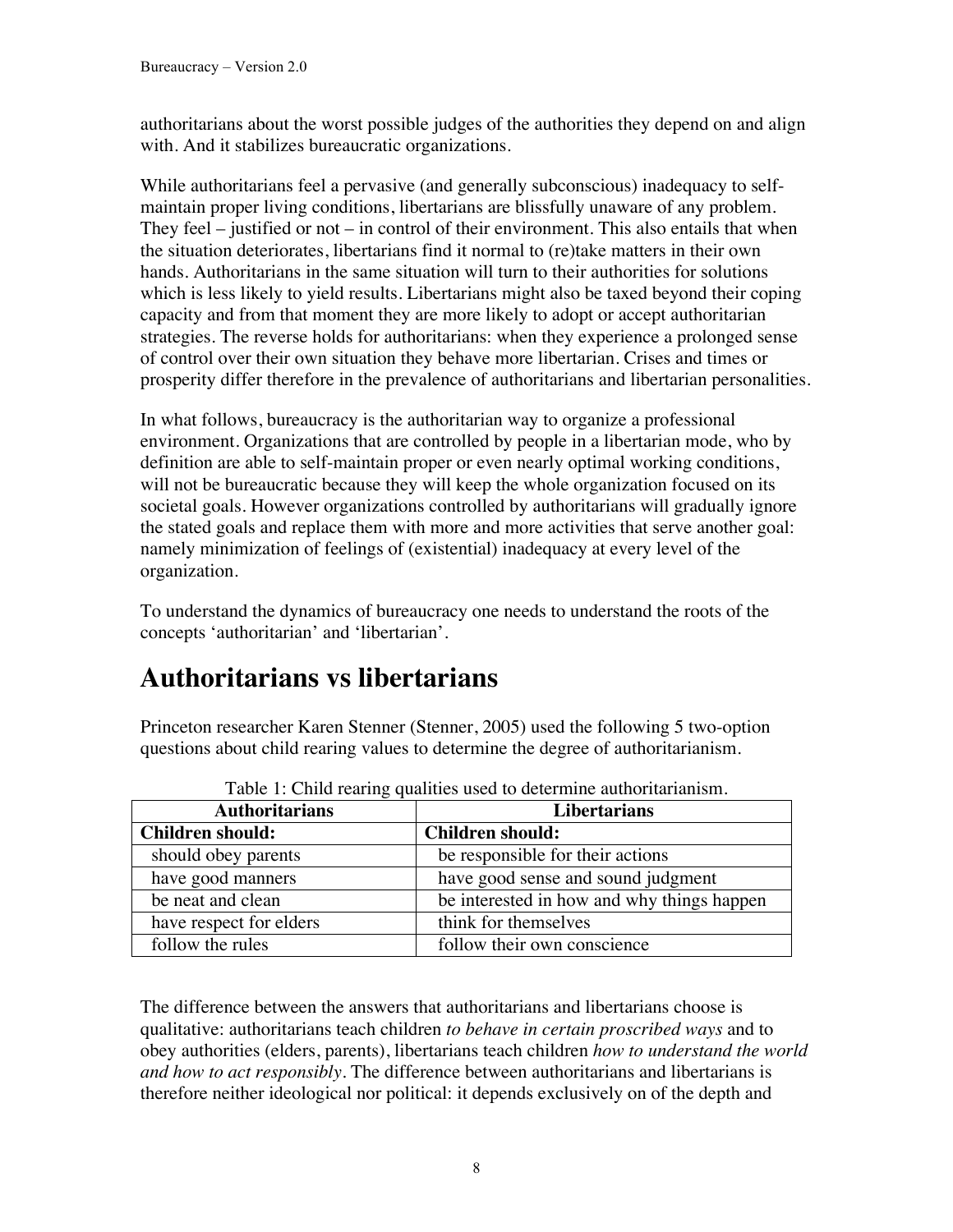authoritarians about the worst possible judges of the authorities they depend on and align with. And it stabilizes bureaucratic organizations.

While authoritarians feel a pervasive (and generally subconscious) inadequacy to self-maintain proper living conditions, libertarians are blissfully unaware of any problem. They feel – justified or not – in control of their environment. This also entails that when the situation deteriorates, libertarians find it normal to (re)take matters in their own hands. Authoritarians in the same situation will turn to their authorities for solutions which is less likely to yield results. Libertarians might also be taxed beyond their coping capacity and from that moment they are more likely to adopt or accept authoritarian strategies. The reverse holds for authoritarians: when they experience a prolonged sense of control over their own situation they behave more libertarian. Crises and times or prosperity differ therefore in the prevalence of authoritarians and libertarian personalities.

In what follows, bureaucracy is the authoritarian way to organize a professional environment. Organizations that are controlled by people in a libertarian mode, who by definition are able to self-maintain proper or even nearly optimal working conditions, will not be bureaucratic because they will keep the whole organization focused on its societal goals. However organizations controlled by authoritarians will gradually ignore the stated goals and replace them with more and more activities that serve another goal: namely minimization of feelings of (existential) inadequacy at every level of the organization.

To understand the dynamics of bureaucracy one needs to understand the roots of the concepts 'authoritarian' and 'libertarian'.

# Authoritarians vs libertarians

Princeton researcher Karen Stenner (Stenner, 2005) used the following 5 two-option questions about child rearing values to determine the degree of authoritarianism.

Table 1: Child rearing qualities used to determine authoritarianism.

| Authoritarians | Libertarians |
|---|---|
| **Children should:** | **Children should:** |
| should obey parents | be responsible for their actions |
| have good manners | have good sense and sound judgment |
| be neat and clean | be interested in how and why things happen |
| have respect for elders | think for themselves |
| follow the rules | follow their own conscience |

The difference between the answers that authoritarians and libertarians choose is qualitative: authoritarians teach children *to behave in certain proscribed ways* and to obey authorities (elders, parents), libertarians teach children *how to understand the world and how to act responsibly*. The difference between authoritarians and libertarians is therefore neither ideological nor political: it depends exclusively on of the depth and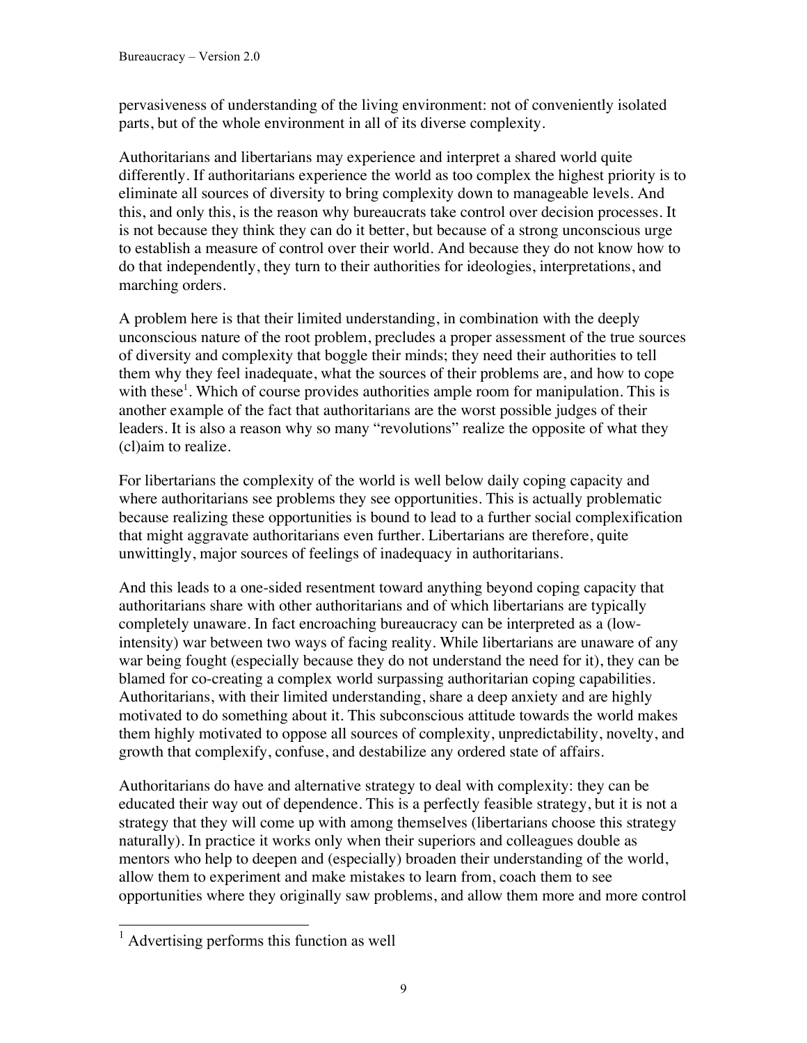pervasiveness of understanding of the living environment: not of conveniently isolated parts, but of the whole environment in all of its diverse complexity.

Authoritarians and libertarians may experience and interpret a shared world quite differently. If authoritarians experience the world as too complex the highest priority is to eliminate all sources of diversity to bring complexity down to manageable levels. And this, and only this, is the reason why bureaucrats take control over decision processes. It is not because they think they can do it better, but because of a strong unconscious urge to establish a measure of control over their world. And because they do not know how to do that independently, they turn to their authorities for ideologies, interpretations, and marching orders.

A problem here is that their limited understanding, in combination with the deeply unconscious nature of the root problem, precludes a proper assessment of the true sources of diversity and complexity that boggle their minds; they need their authorities to tell them why they feel inadequate, what the sources of their problems are, and how to cope with these[1]. Which of course provides authorities ample room for manipulation. This is another example of the fact that authoritarians are the worst possible judges of their leaders. It is also a reason why so many "revolutions" realize the opposite of what they (cl)aim to realize.

For libertarians the complexity of the world is well below daily coping capacity and where authoritarians see problems they see opportunities. This is actually problematic because realizing these opportunities is bound to lead to a further social complexification that might aggravate authoritarians even further. Libertarians are therefore, quite unwittingly, major sources of feelings of inadequacy in authoritarians.

And this leads to a one-sided resentment toward anything beyond coping capacity that authoritarians share with other authoritarians and of which libertarians are typically completely unaware. In fact encroaching bureaucracy can be interpreted as a (low-intensity) war between two ways of facing reality. While libertarians are unaware of any war being fought (especially because they do not understand the need for it), they can be blamed for co-creating a complex world surpassing authoritarian coping capabilities. Authoritarians, with their limited understanding, share a deep anxiety and are highly motivated to do something about it. This subconscious attitude towards the world makes them highly motivated to oppose all sources of complexity, unpredictability, novelty, and growth that complexify, confuse, and destabilize any ordered state of affairs.

Authoritarians do have and alternative strategy to deal with complexity: they can be educated their way out of dependence. This is a perfectly feasible strategy, but it is not a strategy that they will come up with among themselves (libertarians choose this strategy naturally). In practice it works only when their superiors and colleagues double as mentors who help to deepen and (especially) broaden their understanding of the world, allow them to experiment and make mistakes to learn from, coach them to see opportunities where they originally saw problems, and allow them more and more control

[1] Advertising performs this function as well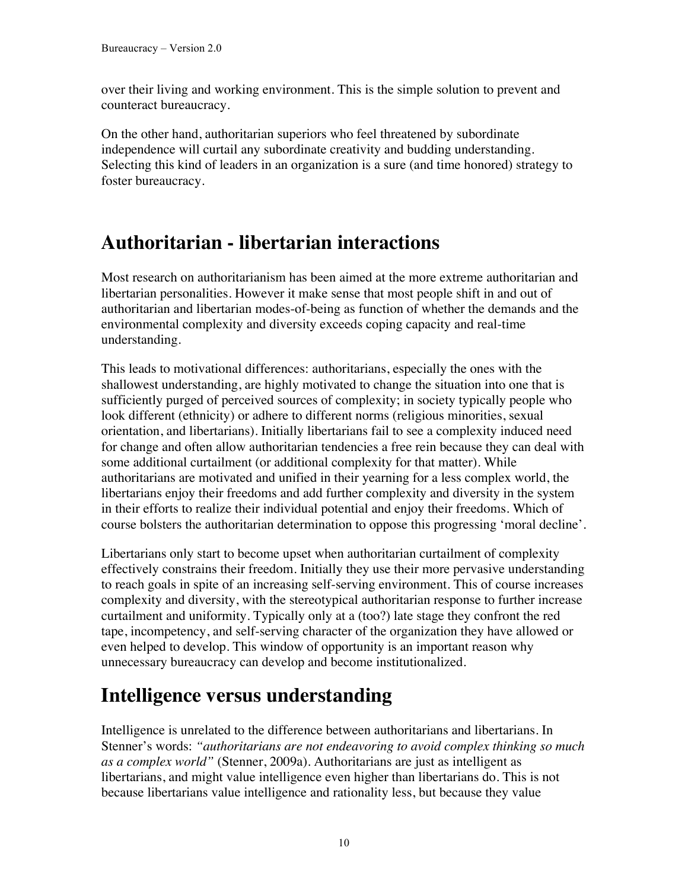over their living and working environment. This is the simple solution to prevent and counteract bureaucracy.

On the other hand, authoritarian superiors who feel threatened by subordinate independence will curtail any subordinate creativity and budding understanding. Selecting this kind of leaders in an organization is a sure (and time honored) strategy to foster bureaucracy.

# Authoritarian - libertarian interactions

Most research on authoritarianism has been aimed at the more extreme authoritarian and libertarian personalities. However it make sense that most people shift in and out of authoritarian and libertarian modes-of-being as function of whether the demands and the environmental complexity and diversity exceeds coping capacity and real-time understanding.

This leads to motivational differences: authoritarians, especially the ones with the shallowest understanding, are highly motivated to change the situation into one that is sufficiently purged of perceived sources of complexity; in society typically people who look different (ethnicity) or adhere to different norms (religious minorities, sexual orientation, and libertarians). Initially libertarians fail to see a complexity induced need for change and often allow authoritarian tendencies a free rein because they can deal with some additional curtailment (or additional complexity for that matter). While authoritarians are motivated and unified in their yearning for a less complex world, the libertarians enjoy their freedoms and add further complexity and diversity in the system in their efforts to realize their individual potential and enjoy their freedoms. Which of course bolsters the authoritarian determination to oppose this progressing 'moral decline'.

Libertarians only start to become upset when authoritarian curtailment of complexity effectively constrains their freedom. Initially they use their more pervasive understanding to reach goals in spite of an increasing self-serving environment. This of course increases complexity and diversity, with the stereotypical authoritarian response to further increase curtailment and uniformity. Typically only at a (too?) late stage they confront the red tape, incompetency, and self-serving character of the organization they have allowed or even helped to develop. This window of opportunity is an important reason why unnecessary bureaucracy can develop and become institutionalized.

# Intelligence versus understanding

Intelligence is unrelated to the difference between authoritarians and libertarians. In Stenner's words: *"authoritarians are not endeavoring to avoid complex thinking so much as a complex world"* (Stenner, 2009a). Authoritarians are just as intelligent as libertarians, and might value intelligence even higher than libertarians do. This is not because libertarians value intelligence and rationality less, but because they value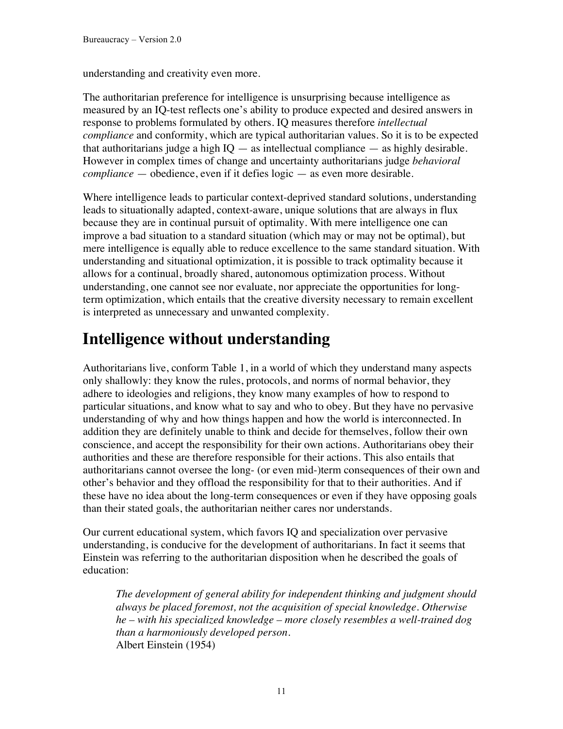understanding and creativity even more.

The authoritarian preference for intelligence is unsurprising because intelligence as measured by an IQ-test reflects one's ability to produce expected and desired answers in response to problems formulated by others. IQ measures therefore *intellectual compliance* and conformity, which are typical authoritarian values. So it is to be expected that authoritarians judge a high IQ — as intellectual compliance — as highly desirable. However in complex times of change and uncertainty authoritarians judge *behavioral compliance* — obedience, even if it defies logic — as even more desirable.

Where intelligence leads to particular context-deprived standard solutions, understanding leads to situationally adapted, context-aware, unique solutions that are always in flux because they are in continual pursuit of optimality. With mere intelligence one can improve a bad situation to a standard situation (which may or may not be optimal), but mere intelligence is equally able to reduce excellence to the same standard situation. With understanding and situational optimization, it is possible to track optimality because it allows for a continual, broadly shared, autonomous optimization process. Without understanding, one cannot see nor evaluate, nor appreciate the opportunities for long-term optimization, which entails that the creative diversity necessary to remain excellent is interpreted as unnecessary and unwanted complexity.

# Intelligence without understanding

Authoritarians live, conform Table 1, in a world of which they understand many aspects only shallowly: they know the rules, protocols, and norms of normal behavior, they adhere to ideologies and religions, they know many examples of how to respond to particular situations, and know what to say and who to obey. But they have no pervasive understanding of why and how things happen and how the world is interconnected. In addition they are definitely unable to think and decide for themselves, follow their own conscience, and accept the responsibility for their own actions. Authoritarians obey their authorities and these are therefore responsible for their actions. This also entails that authoritarians cannot oversee the long- (or even mid-)term consequences of their own and other's behavior and they offload the responsibility for that to their authorities. And if these have no idea about the long-term consequences or even if they have opposing goals than their stated goals, the authoritarian neither cares nor understands.

Our current educational system, which favors IQ and specialization over pervasive understanding, is conducive for the development of authoritarians. In fact it seems that Einstein was referring to the authoritarian disposition when he described the goals of education:

> *The development of general ability for independent thinking and judgment should always be placed foremost, not the acquisition of special knowledge. Otherwise he – with his specialized knowledge – more closely resembles a well-trained dog than a harmoniously developed person.*
> Albert Einstein (1954)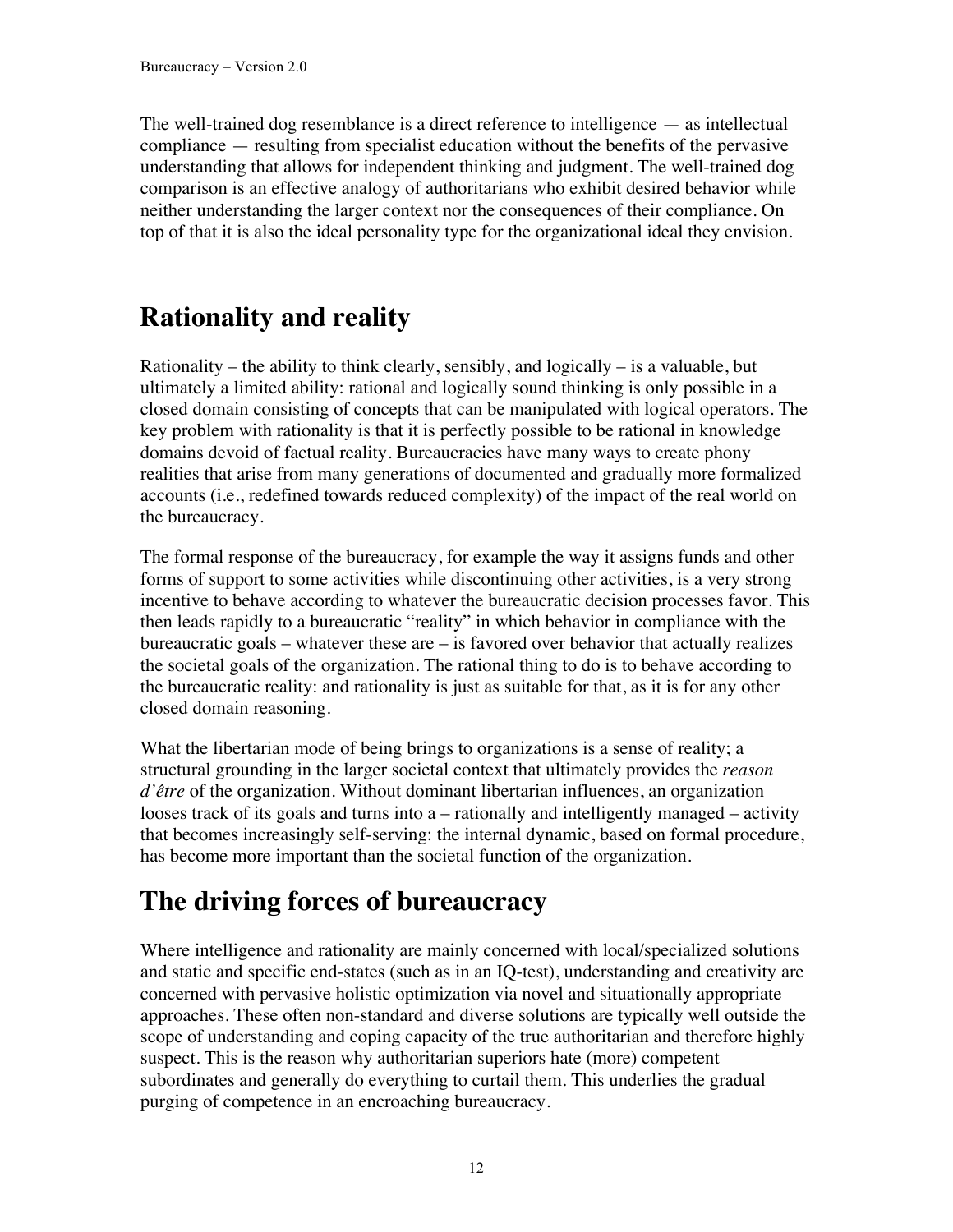The well-trained dog resemblance is a direct reference to intelligence — as intellectual compliance — resulting from specialist education without the benefits of the pervasive understanding that allows for independent thinking and judgment. The well-trained dog comparison is an effective analogy of authoritarians who exhibit desired behavior while neither understanding the larger context nor the consequences of their compliance. On top of that it is also the ideal personality type for the organizational ideal they envision.

## Rationality and reality

Rationality – the ability to think clearly, sensibly, and logically – is a valuable, but ultimately a limited ability: rational and logically sound thinking is only possible in a closed domain consisting of concepts that can be manipulated with logical operators. The key problem with rationality is that it is perfectly possible to be rational in knowledge domains devoid of factual reality. Bureaucracies have many ways to create phony realities that arise from many generations of documented and gradually more formalized accounts (i.e., redefined towards reduced complexity) of the impact of the real world on the bureaucracy.

The formal response of the bureaucracy, for example the way it assigns funds and other forms of support to some activities while discontinuing other activities, is a very strong incentive to behave according to whatever the bureaucratic decision processes favor. This then leads rapidly to a bureaucratic "reality" in which behavior in compliance with the bureaucratic goals – whatever these are – is favored over behavior that actually realizes the societal goals of the organization. The rational thing to do is to behave according to the bureaucratic reality: and rationality is just as suitable for that, as it is for any other closed domain reasoning.

What the libertarian mode of being brings to organizations is a sense of reality; a structural grounding in the larger societal context that ultimately provides the *reason d'être* of the organization. Without dominant libertarian influences, an organization looses track of its goals and turns into a – rationally and intelligently managed – activity that becomes increasingly self-serving: the internal dynamic, based on formal procedure, has become more important than the societal function of the organization.

## The driving forces of bureaucracy

Where intelligence and rationality are mainly concerned with local/specialized solutions and static and specific end-states (such as in an IQ-test), understanding and creativity are concerned with pervasive holistic optimization via novel and situationally appropriate approaches. These often non-standard and diverse solutions are typically well outside the scope of understanding and coping capacity of the true authoritarian and therefore highly suspect. This is the reason why authoritarian superiors hate (more) competent subordinates and generally do everything to curtail them. This underlies the gradual purging of competence in an encroaching bureaucracy.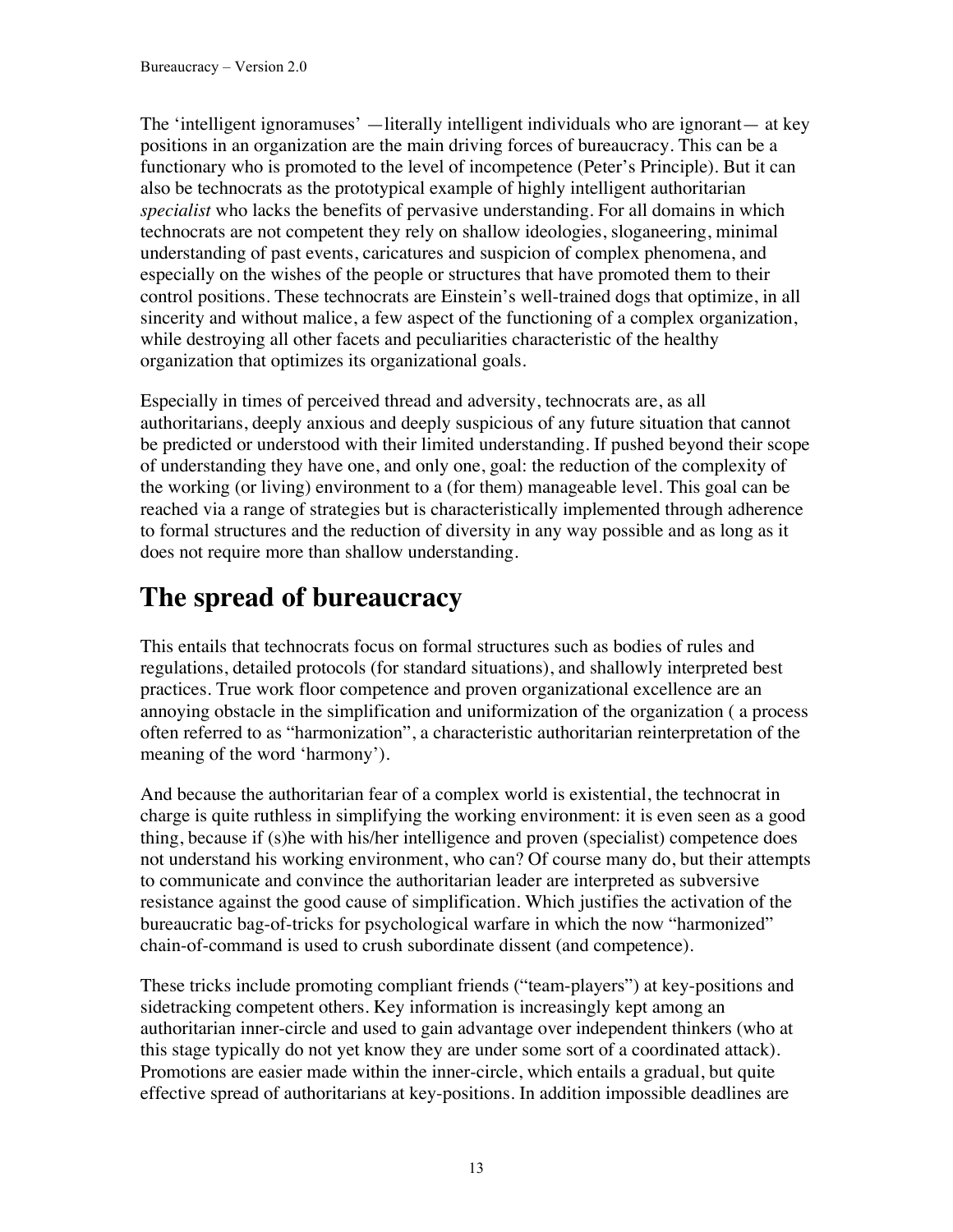The 'intelligent ignoramuses' —literally intelligent individuals who are ignorant— at key positions in an organization are the main driving forces of bureaucracy. This can be a functionary who is promoted to the level of incompetence (Peter's Principle). But it can also be technocrats as the prototypical example of highly intelligent authoritarian *specialist* who lacks the benefits of pervasive understanding. For all domains in which technocrats are not competent they rely on shallow ideologies, sloganeering, minimal understanding of past events, caricatures and suspicion of complex phenomena, and especially on the wishes of the people or structures that have promoted them to their control positions. These technocrats are Einstein's well-trained dogs that optimize, in all sincerity and without malice, a few aspect of the functioning of a complex organization, while destroying all other facets and peculiarities characteristic of the healthy organization that optimizes its organizational goals.

Especially in times of perceived thread and adversity, technocrats are, as all authoritarians, deeply anxious and deeply suspicious of any future situation that cannot be predicted or understood with their limited understanding. If pushed beyond their scope of understanding they have one, and only one, goal: the reduction of the complexity of the working (or living) environment to a (for them) manageable level. This goal can be reached via a range of strategies but is characteristically implemented through adherence to formal structures and the reduction of diversity in any way possible and as long as it does not require more than shallow understanding.

# The spread of bureaucracy

This entails that technocrats focus on formal structures such as bodies of rules and regulations, detailed protocols (for standard situations), and shallowly interpreted best practices. True work floor competence and proven organizational excellence are an annoying obstacle in the simplification and uniformization of the organization ( a process often referred to as "harmonization", a characteristic authoritarian reinterpretation of the meaning of the word 'harmony').

And because the authoritarian fear of a complex world is existential, the technocrat in charge is quite ruthless in simplifying the working environment: it is even seen as a good thing, because if (s)he with his/her intelligence and proven (specialist) competence does not understand his working environment, who can? Of course many do, but their attempts to communicate and convince the authoritarian leader are interpreted as subversive resistance against the good cause of simplification. Which justifies the activation of the bureaucratic bag-of-tricks for psychological warfare in which the now "harmonized" chain-of-command is used to crush subordinate dissent (and competence).

These tricks include promoting compliant friends ("team-players") at key-positions and sidetracking competent others. Key information is increasingly kept among an authoritarian inner-circle and used to gain advantage over independent thinkers (who at this stage typically do not yet know they are under some sort of a coordinated attack). Promotions are easier made within the inner-circle, which entails a gradual, but quite effective spread of authoritarians at key-positions. In addition impossible deadlines are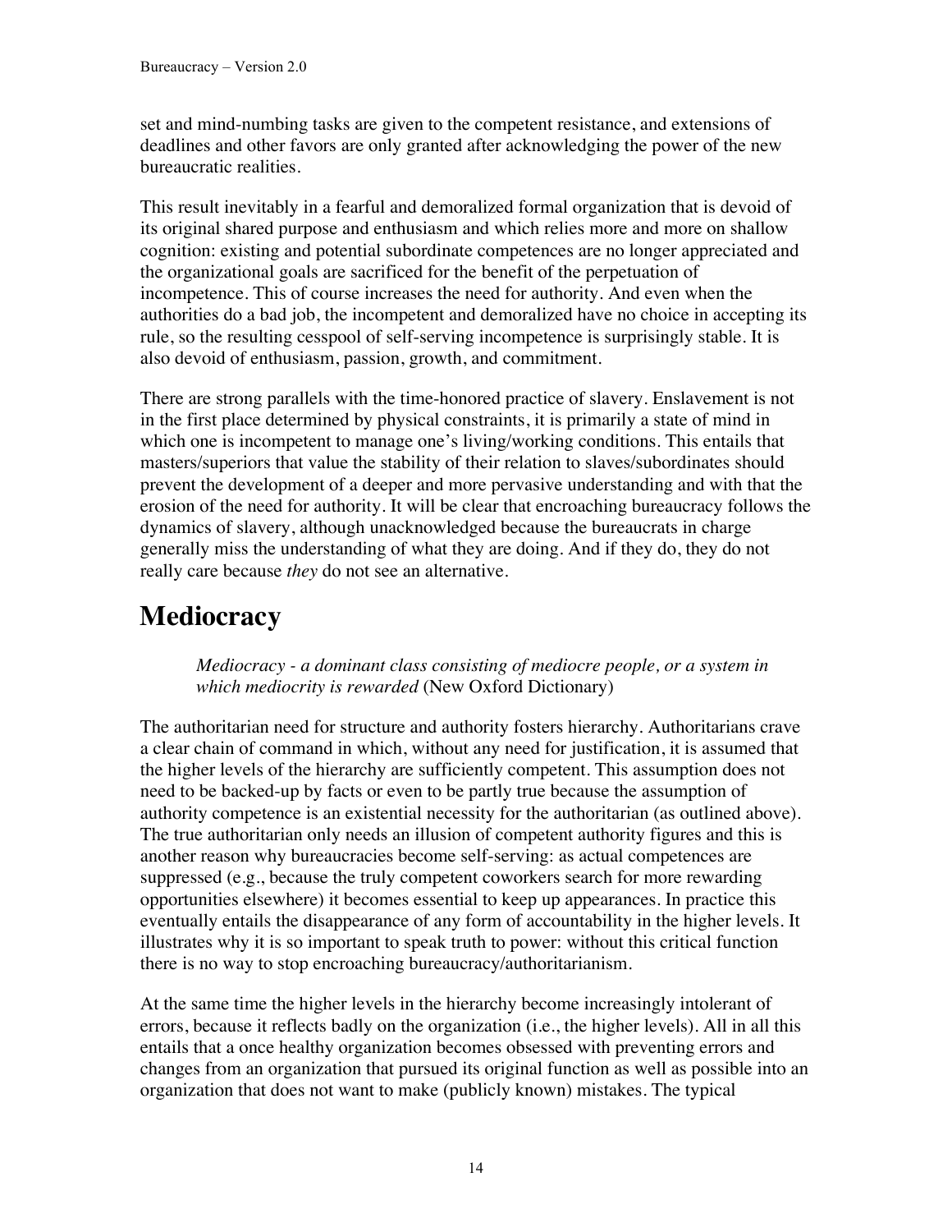set and mind-numbing tasks are given to the competent resistance, and extensions of deadlines and other favors are only granted after acknowledging the power of the new bureaucratic realities.

This result inevitably in a fearful and demoralized formal organization that is devoid of its original shared purpose and enthusiasm and which relies more and more on shallow cognition: existing and potential subordinate competences are no longer appreciated and the organizational goals are sacrificed for the benefit of the perpetuation of incompetence. This of course increases the need for authority. And even when the authorities do a bad job, the incompetent and demoralized have no choice in accepting its rule, so the resulting cesspool of self-serving incompetence is surprisingly stable. It is also devoid of enthusiasm, passion, growth, and commitment.

There are strong parallels with the time-honored practice of slavery. Enslavement is not in the first place determined by physical constraints, it is primarily a state of mind in which one is incompetent to manage one's living/working conditions. This entails that masters/superiors that value the stability of their relation to slaves/subordinates should prevent the development of a deeper and more pervasive understanding and with that the erosion of the need for authority. It will be clear that encroaching bureaucracy follows the dynamics of slavery, although unacknowledged because the bureaucrats in charge generally miss the understanding of what they are doing. And if they do, they do not really care because *they* do not see an alternative.

# Mediocracy

> *Mediocracy - a dominant class consisting of mediocre people, or a system in which mediocrity is rewarded* (New Oxford Dictionary)

The authoritarian need for structure and authority fosters hierarchy. Authoritarians crave a clear chain of command in which, without any need for justification, it is assumed that the higher levels of the hierarchy are sufficiently competent. This assumption does not need to be backed-up by facts or even to be partly true because the assumption of authority competence is an existential necessity for the authoritarian (as outlined above). The true authoritarian only needs an illusion of competent authority figures and this is another reason why bureaucracies become self-serving: as actual competences are suppressed (e.g., because the truly competent coworkers search for more rewarding opportunities elsewhere) it becomes essential to keep up appearances. In practice this eventually entails the disappearance of any form of accountability in the higher levels. It illustrates why it is so important to speak truth to power: without this critical function there is no way to stop encroaching bureaucracy/authoritarianism.

At the same time the higher levels in the hierarchy become increasingly intolerant of errors, because it reflects badly on the organization (i.e., the higher levels). All in all this entails that a once healthy organization becomes obsessed with preventing errors and changes from an organization that pursued its original function as well as possible into an organization that does not want to make (publicly known) mistakes. The typical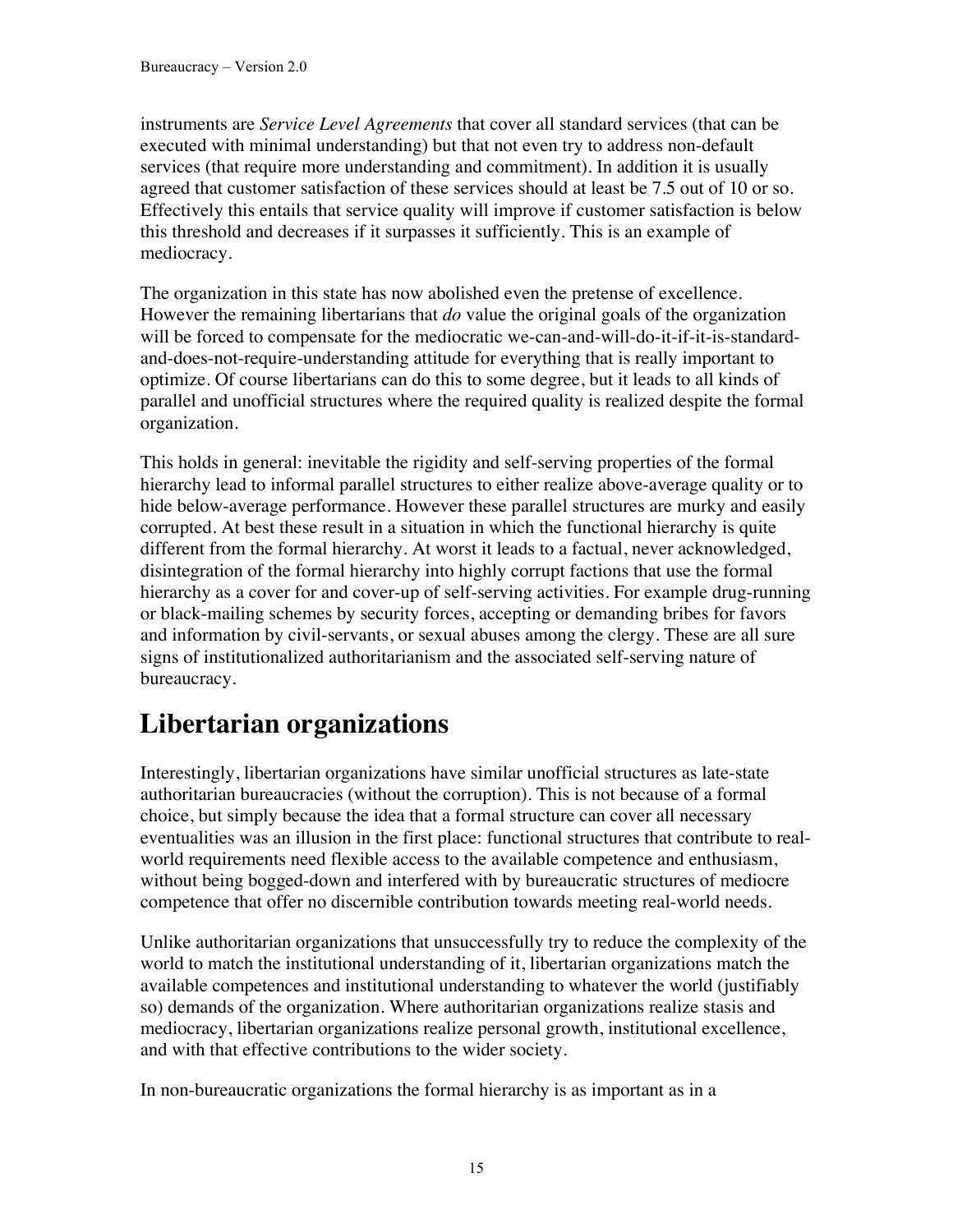instruments are *Service Level Agreements* that cover all standard services (that can be executed with minimal understanding) but that not even try to address non-default services (that require more understanding and commitment). In addition it is usually agreed that customer satisfaction of these services should at least be 7.5 out of 10 or so. Effectively this entails that service quality will improve if customer satisfaction is below this threshold and decreases if it surpasses it sufficiently. This is an example of mediocracy.

The organization in this state has now abolished even the pretense of excellence. However the remaining libertarians that *do* value the original goals of the organization will be forced to compensate for the mediocratic we-can-and-will-do-it-if-it-is-standard-and-does-not-require-understanding attitude for everything that is really important to optimize. Of course libertarians can do this to some degree, but it leads to all kinds of parallel and unofficial structures where the required quality is realized despite the formal organization.

This holds in general: inevitable the rigidity and self-serving properties of the formal hierarchy lead to informal parallel structures to either realize above-average quality or to hide below-average performance. However these parallel structures are murky and easily corrupted. At best these result in a situation in which the functional hierarchy is quite different from the formal hierarchy. At worst it leads to a factual, never acknowledged, disintegration of the formal hierarchy into highly corrupt factions that use the formal hierarchy as a cover for and cover-up of self-serving activities. For example drug-running or black-mailing schemes by security forces, accepting or demanding bribes for favors and information by civil-servants, or sexual abuses among the clergy. These are all sure signs of institutionalized authoritarianism and the associated self-serving nature of bureaucracy.

# Libertarian organizations

Interestingly, libertarian organizations have similar unofficial structures as late-state authoritarian bureaucracies (without the corruption). This is not because of a formal choice, but simply because the idea that a formal structure can cover all necessary eventualities was an illusion in the first place: functional structures that contribute to real-world requirements need flexible access to the available competence and enthusiasm, without being bogged-down and interfered with by bureaucratic structures of mediocre competence that offer no discernible contribution towards meeting real-world needs.

Unlike authoritarian organizations that unsuccessfully try to reduce the complexity of the world to match the institutional understanding of it, libertarian organizations match the available competences and institutional understanding to whatever the world (justifiably so) demands of the organization. Where authoritarian organizations realize stasis and mediocracy, libertarian organizations realize personal growth, institutional excellence, and with that effective contributions to the wider society.

In non-bureaucratic organizations the formal hierarchy is as important as in a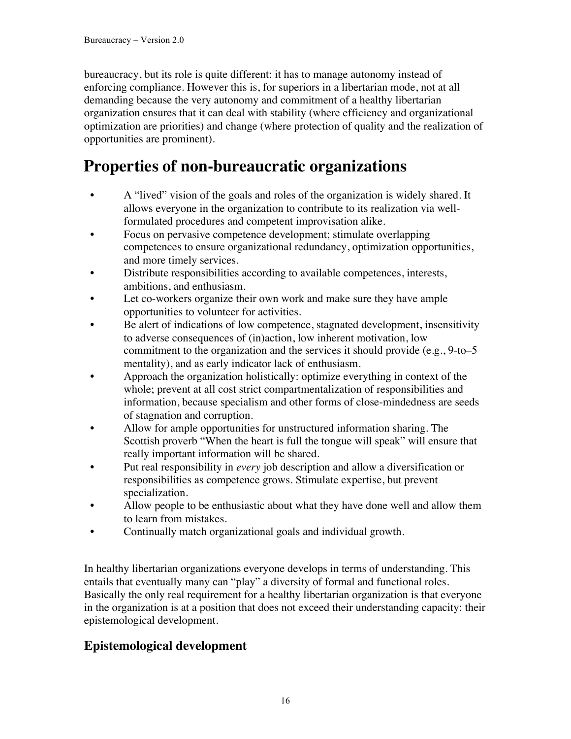bureaucracy, but its role is quite different: it has to manage autonomy instead of enforcing compliance. However this is, for superiors in a libertarian mode, not at all demanding because the very autonomy and commitment of a healthy libertarian organization ensures that it can deal with stability (where efficiency and organizational optimization are priorities) and change (where protection of quality and the realization of opportunities are prominent).

# Properties of non-bureaucratic organizations

- A "lived" vision of the goals and roles of the organization is widely shared. It allows everyone in the organization to contribute to its realization via well-formulated procedures and competent improvisation alike.
- Focus on pervasive competence development; stimulate overlapping competences to ensure organizational redundancy, optimization opportunities, and more timely services.
- Distribute responsibilities according to available competences, interests, ambitions, and enthusiasm.
- Let co-workers organize their own work and make sure they have ample opportunities to volunteer for activities.
- Be alert of indications of low competence, stagnated development, insensitivity to adverse consequences of (in)action, low inherent motivation, low commitment to the organization and the services it should provide (e.g., 9-to–5 mentality), and as early indicator lack of enthusiasm.
- Approach the organization holistically: optimize everything in context of the whole; prevent at all cost strict compartmentalization of responsibilities and information, because specialism and other forms of close-mindedness are seeds of stagnation and corruption.
- Allow for ample opportunities for unstructured information sharing. The Scottish proverb "When the heart is full the tongue will speak" will ensure that really important information will be shared.
- Put real responsibility in *every* job description and allow a diversification or responsibilities as competence grows. Stimulate expertise, but prevent specialization.
- Allow people to be enthusiastic about what they have done well and allow them to learn from mistakes.
- Continually match organizational goals and individual growth.

In healthy libertarian organizations everyone develops in terms of understanding. This entails that eventually many can "play" a diversity of formal and functional roles. Basically the only real requirement for a healthy libertarian organization is that everyone in the organization is at a position that does not exceed their understanding capacity: their epistemological development.

## Epistemological development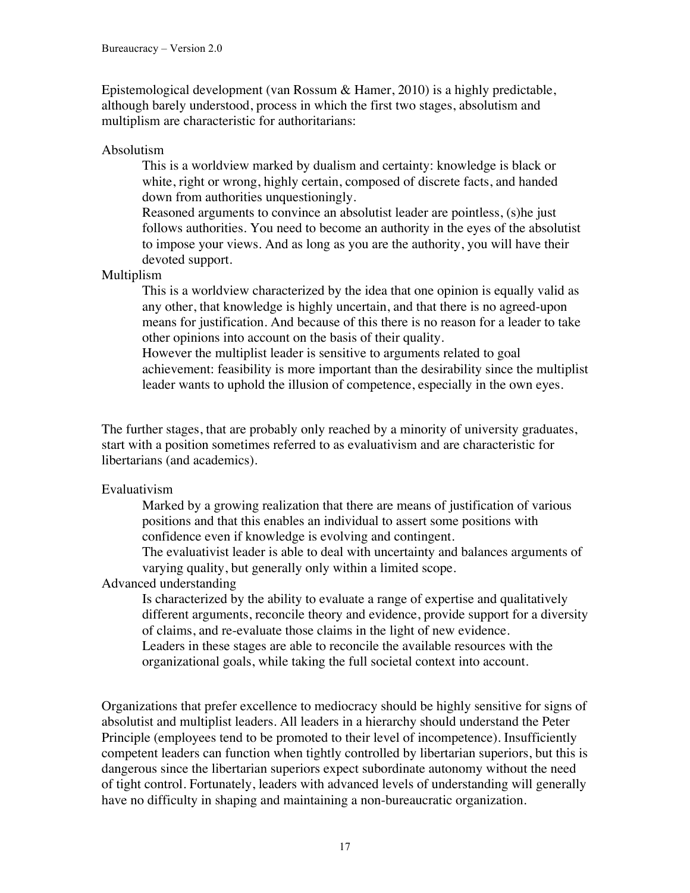Epistemological development (van Rossum & Hamer, 2010) is a highly predictable, although barely understood, process in which the first two stages, absolutism and multiplism are characteristic for authoritarians:

Absolutism

> This is a worldview marked by dualism and certainty: knowledge is black or white, right or wrong, highly certain, composed of discrete facts, and handed down from authorities unquestioningly.
> Reasoned arguments to convince an absolutist leader are pointless, (s)he just follows authorities. You need to become an authority in the eyes of the absolutist to impose your views. And as long as you are the authority, you will have their devoted support.

Multiplism

> This is a worldview characterized by the idea that one opinion is equally valid as any other, that knowledge is highly uncertain, and that there is no agreed-upon means for justification. And because of this there is no reason for a leader to take other opinions into account on the basis of their quality.
> However the multiplist leader is sensitive to arguments related to goal achievement: feasibility is more important than the desirability since the multiplist leader wants to uphold the illusion of competence, especially in the own eyes.

The further stages, that are probably only reached by a minority of university graduates, start with a position sometimes referred to as evaluativism and are characteristic for libertarians (and academics).

Evaluativism

> Marked by a growing realization that there are means of justification of various positions and that this enables an individual to assert some positions with confidence even if knowledge is evolving and contingent.
> The evaluativist leader is able to deal with uncertainty and balances arguments of varying quality, but generally only within a limited scope.

Advanced understanding

> Is characterized by the ability to evaluate a range of expertise and qualitatively different arguments, reconcile theory and evidence, provide support for a diversity of claims, and re-evaluate those claims in the light of new evidence.
> Leaders in these stages are able to reconcile the available resources with the organizational goals, while taking the full societal context into account.

Organizations that prefer excellence to mediocracy should be highly sensitive for signs of absolutist and multiplist leaders. All leaders in a hierarchy should understand the Peter Principle (employees tend to be promoted to their level of incompetence). Insufficiently competent leaders can function when tightly controlled by libertarian superiors, but this is dangerous since the libertarian superiors expect subordinate autonomy without the need of tight control. Fortunately, leaders with advanced levels of understanding will generally have no difficulty in shaping and maintaining a non-bureaucratic organization.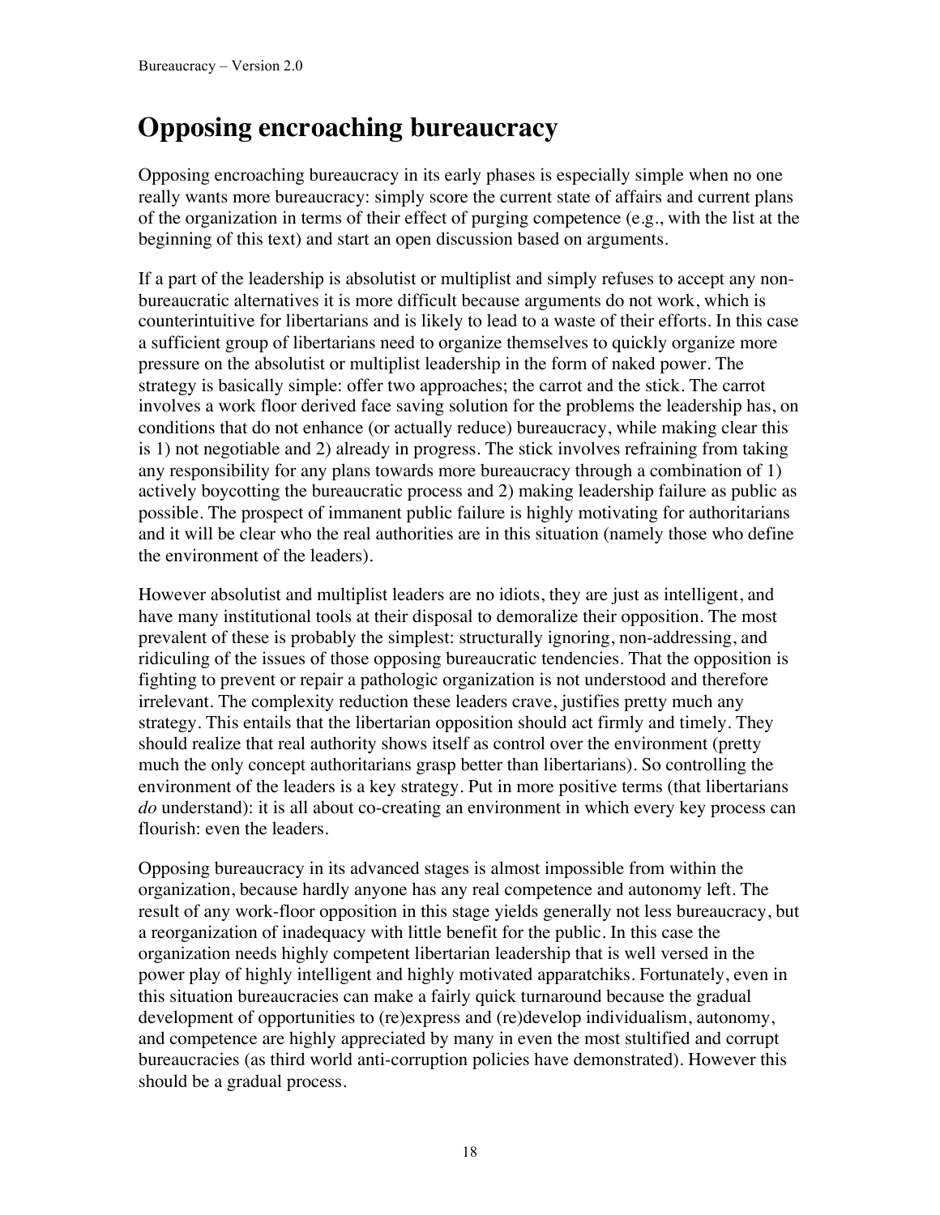# Opposing encroaching bureaucracy

Opposing encroaching bureaucracy in its early phases is especially simple when no one really wants more bureaucracy: simply score the current state of affairs and current plans of the organization in terms of their effect of purging competence (e.g., with the list at the beginning of this text) and start an open discussion based on arguments.

If a part of the leadership is absolutist or multiplist and simply refuses to accept any non-bureaucratic alternatives it is more difficult because arguments do not work, which is counterintuitive for libertarians and is likely to lead to a waste of their efforts. In this case a sufficient group of libertarians need to organize themselves to quickly organize more pressure on the absolutist or multiplist leadership in the form of naked power. The strategy is basically simple: offer two approaches; the carrot and the stick. The carrot involves a work floor derived face saving solution for the problems the leadership has, on conditions that do not enhance (or actually reduce) bureaucracy, while making clear this is 1) not negotiable and 2) already in progress. The stick involves refraining from taking any responsibility for any plans towards more bureaucracy through a combination of 1) actively boycotting the bureaucratic process and 2) making leadership failure as public as possible. The prospect of immanent public failure is highly motivating for authoritarians and it will be clear who the real authorities are in this situation (namely those who define the environment of the leaders).

However absolutist and multiplist leaders are no idiots, they are just as intelligent, and have many institutional tools at their disposal to demoralize their opposition. The most prevalent of these is probably the simplest: structurally ignoring, non-addressing, and ridiculing of the issues of those opposing bureaucratic tendencies. That the opposition is fighting to prevent or repair a pathologic organization is not understood and therefore irrelevant. The complexity reduction these leaders crave, justifies pretty much any strategy. This entails that the libertarian opposition should act firmly and timely. They should realize that real authority shows itself as control over the environment (pretty much the only concept authoritarians grasp better than libertarians). So controlling the environment of the leaders is a key strategy. Put in more positive terms (that libertarians *do* understand): it is all about co-creating an environment in which every key process can flourish: even the leaders.

Opposing bureaucracy in its advanced stages is almost impossible from within the organization, because hardly anyone has any real competence and autonomy left. The result of any work-floor opposition in this stage yields generally not less bureaucracy, but a reorganization of inadequacy with little benefit for the public. In this case the organization needs highly competent libertarian leadership that is well versed in the power play of highly intelligent and highly motivated apparatchiks. Fortunately, even in this situation bureaucracies can make a fairly quick turnaround because the gradual development of opportunities to (re)express and (re)develop individualism, autonomy, and competence are highly appreciated by many in even the most stultified and corrupt bureaucracies (as third world anti-corruption policies have demonstrated). However this should be a gradual process.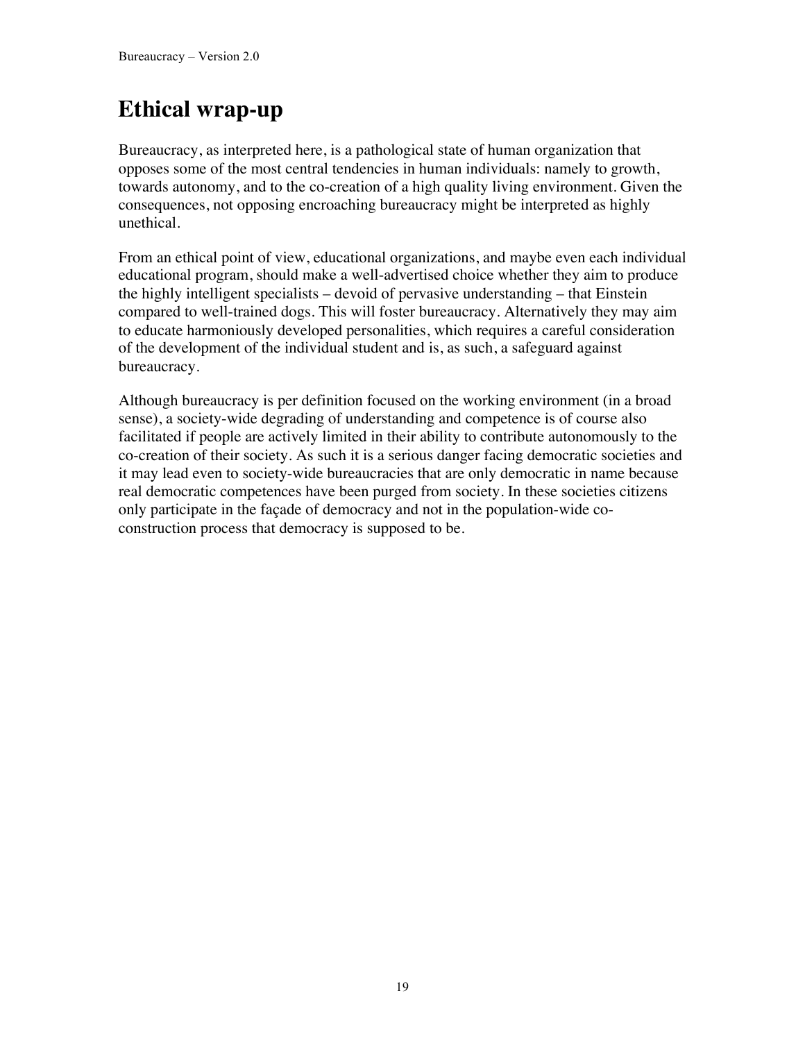# Ethical wrap-up

Bureaucracy, as interpreted here, is a pathological state of human organization that opposes some of the most central tendencies in human individuals: namely to growth, towards autonomy, and to the co-creation of a high quality living environment. Given the consequences, not opposing encroaching bureaucracy might be interpreted as highly unethical.

From an ethical point of view, educational organizations, and maybe even each individual educational program, should make a well-advertised choice whether they aim to produce the highly intelligent specialists – devoid of pervasive understanding – that Einstein compared to well-trained dogs. This will foster bureaucracy. Alternatively they may aim to educate harmoniously developed personalities, which requires a careful consideration of the development of the individual student and is, as such, a safeguard against bureaucracy.

Although bureaucracy is per definition focused on the working environment (in a broad sense), a society-wide degrading of understanding and competence is of course also facilitated if people are actively limited in their ability to contribute autonomously to the co-creation of their society. As such it is a serious danger facing democratic societies and it may lead even to society-wide bureaucracies that are only democratic in name because real democratic competences have been purged from society. In these societies citizens only participate in the façade of democracy and not in the population-wide co-construction process that democracy is supposed to be.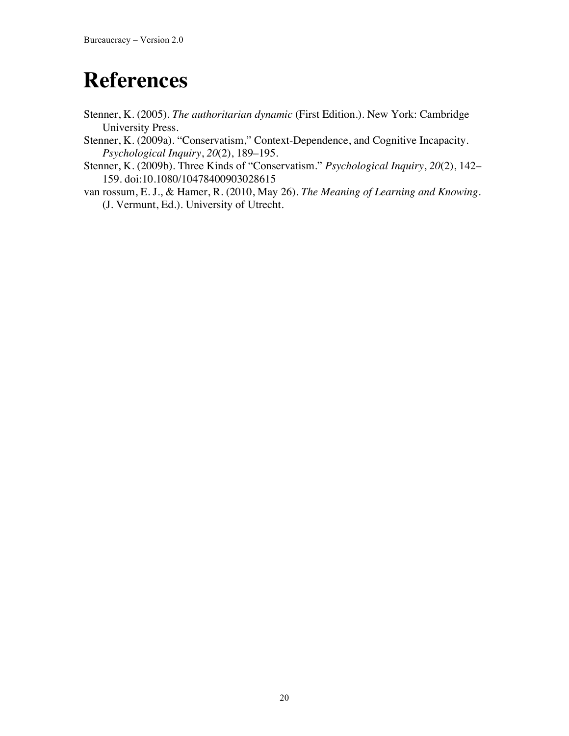# References

Stenner, K. (2005). *The authoritarian dynamic* (First Edition.). New York: Cambridge University Press.

Stenner, K. (2009a). "Conservatism," Context-Dependence, and Cognitive Incapacity. *Psychological Inquiry*, *20*(2), 189–195.

Stenner, K. (2009b). Three Kinds of "Conservatism." *Psychological Inquiry*, *20*(2), 142–159. doi:10.1080/10478400903028615

van rossum, E. J., & Hamer, R. (2010, May 26). *The Meaning of Learning and Knowing*. (J. Vermunt, Ed.). University of Utrecht.